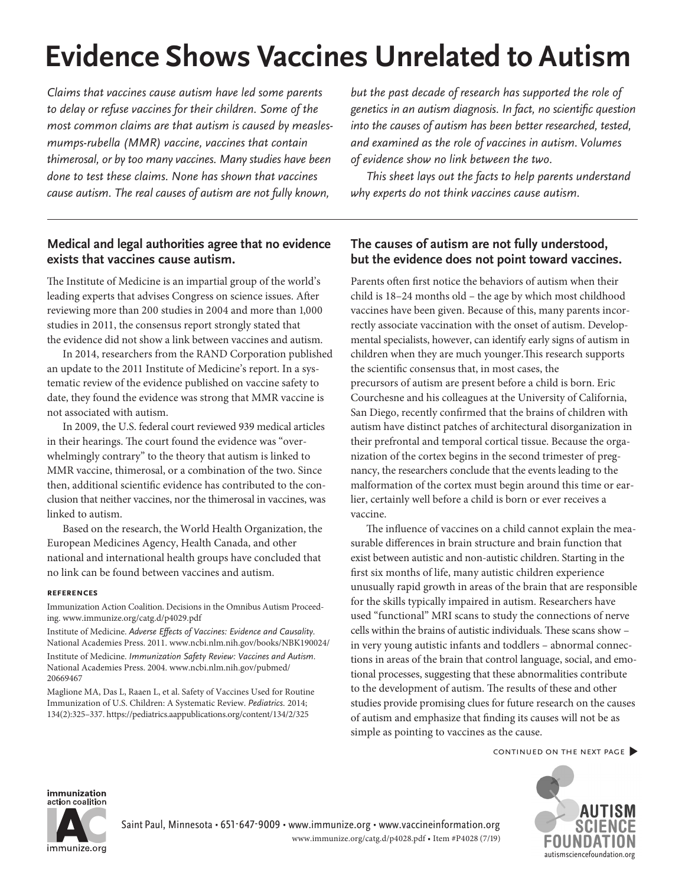# Evidence Shows Vaccines Unrelated to Autism

*Claims that vaccines cause autism have led some parents to delay or refuse vaccines for their children. Some of the most common claims are that autism is caused by measles-mumps-rubella (MMR) vaccine, vaccines that contain thimerosal, or by too many vaccines. Many studies have been done to test these claims. None has shown that vaccines cause autism. The real causes of autism are not fully known, but the past decade of research has supported the role of genetics in an autism diagnosis. In fact, no scientific question into the causes of autism has been better researched, tested, and examined as the role of vaccines in autism. Volumes of evidence show no link between the two.*

*This sheet lays out the facts to help parents understand why experts do not think vaccines cause autism.*

### Medical and legal authorities agree that no evidence exists that vaccines cause autism.

The Institute of Medicine is an impartial group of the world's leading experts that advises Congress on science issues. After reviewing more than 200 studies in 2004 and more than 1,000 studies in 2011, the consensus report strongly stated that the evidence did not show a link between vaccines and autism.

In 2014, researchers from the RAND Corporation published an update to the 2011 Institute of Medicine's report. In a systematic review of the evidence published on vaccine safety to date, they found the evidence was strong that MMR vaccine is not associated with autism.

In 2009, the U.S. federal court reviewed 939 medical articles in their hearings. The court found the evidence was "overwhelmingly contrary" to the theory that autism is linked to MMR vaccine, thimerosal, or a combination of the two. Since then, additional scientific evidence has contributed to the conclusion that neither vaccines, nor the thimerosal in vaccines, was linked to autism.

Based on the research, the World Health Organization, the European Medicines Agency, Health Canada, and other national and international health groups have concluded that no link can be found between vaccines and autism.

#### REFERENCES

Immunization Action Coalition. Decisions in the Omnibus Autism Proceeding. www.immunize.org/catg.d/p4029.pdf

Institute of Medicine. *Adverse Effects of Vaccines: Evidence and Causality*. National Academies Press. 2011. www.ncbi.nlm.nih.gov/books/NBK190024/

Institute of Medicine. *Immunization Safety Review: Vaccines and Autism*. National Academies Press. 2004. www.ncbi.nlm.nih.gov/pubmed/20669467

Maglione MA, Das L, Raaen L, et al. Safety of Vaccines Used for Routine Immunization of U.S. Children: A Systematic Review. *Pediatrics*. 2014; 134(2):325–337. https://pediatrics.aappublications.org/content/134/2/325

### The causes of autism are not fully understood, but the evidence does not point toward vaccines.

Parents often first notice the behaviors of autism when their child is 18–24 months old – the age by which most childhood vaccines have been given. Because of this, many parents incorrectly associate vaccination with the onset of autism. Developmental specialists, however, can identify early signs of autism in children when they are much younger.This research supports the scientific consensus that, in most cases, the precursors of autism are present before a child is born. Eric Courchesne and his colleagues at the University of California, San Diego, recently confirmed that the brains of children with autism have distinct patches of architectural disorganization in their prefrontal and temporal cortical tissue. Because the organization of the cortex begins in the second trimester of pregnancy, the researchers conclude that the events leading to the malformation of the cortex must begin around this time or earlier, certainly well before a child is born or ever receives a vaccine.

The influence of vaccines on a child cannot explain the measurable differences in brain structure and brain function that exist between autistic and non-autistic children. Starting in the first six months of life, many autistic children experience unusually rapid growth in areas of the brain that are responsible for the skills typically impaired in autism. Researchers have used "functional" MRI scans to study the connections of nerve cells within the brains of autistic individuals. These scans show – in very young autistic infants and toddlers – abnormal connections in areas of the brain that control language, social, and emotional processes, suggesting that these abnormalities contribute to the development of autism. The results of these and other studies provide promising clues for future research on the causes of autism and emphasize that finding its causes will not be as simple as pointing to vaccines as the cause.

CONTINUED ON THE NEXT PAGE ▶

immunization action coalition
immunize.org

Saint Paul, Minnesota • 651-647-9009 • www.immunize.org • www.vaccineinformation.org
www.immunize.org/catg.d/p4028.pdf • Item #P4028 (7/19)

AUTISM SCIENCE FOUNDATION
autismsciencefoundation.org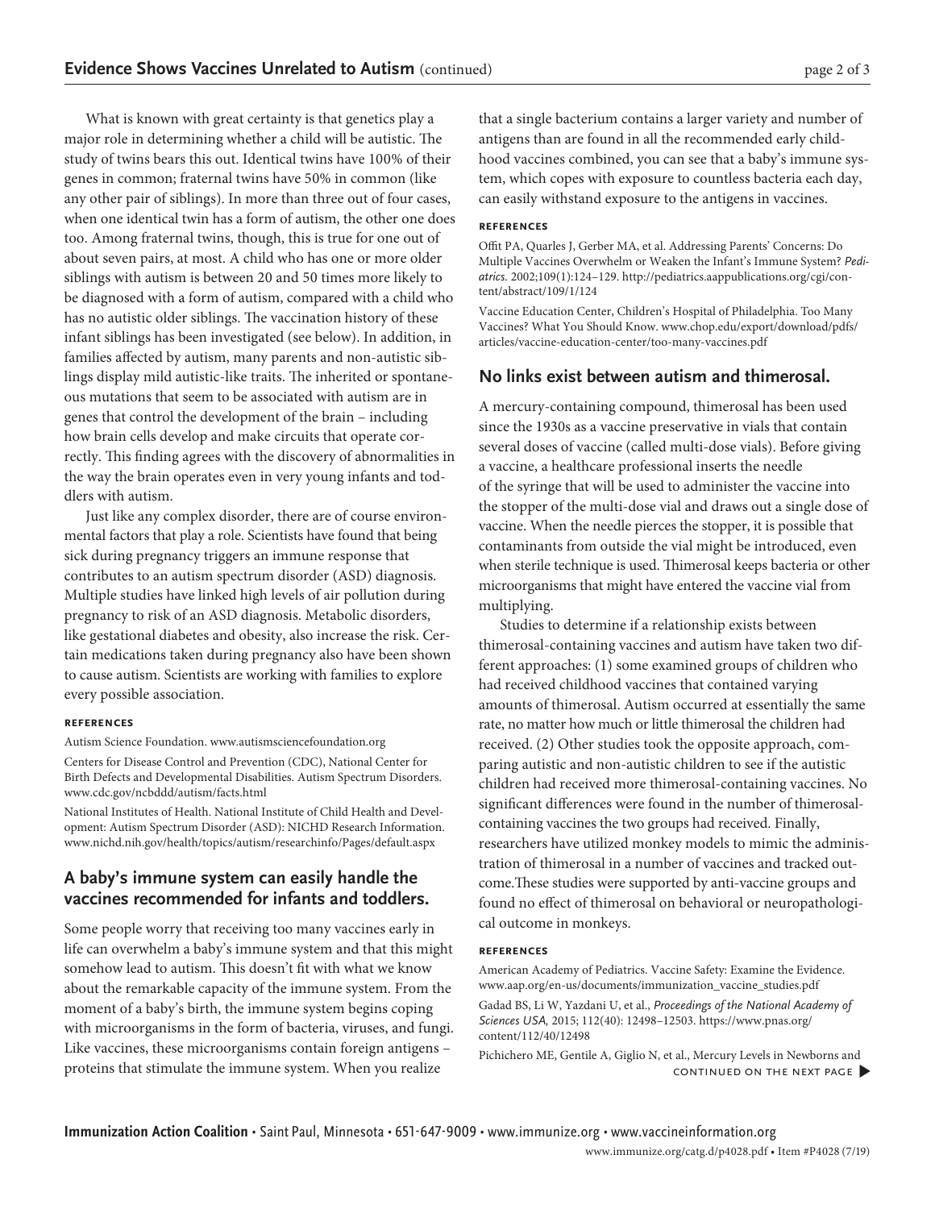What is known with great certainty is that genetics play a major role in determining whether a child will be autistic. The study of twins bears this out. Identical twins have 100% of their genes in common; fraternal twins have 50% in common (like any other pair of siblings). In more than three out of four cases, when one identical twin has a form of autism, the other one does too. Among fraternal twins, though, this is true for one out of about seven pairs, at most. A child who has one or more older siblings with autism is between 20 and 50 times more likely to be diagnosed with a form of autism, compared with a child who has no autistic older siblings. The vaccination history of these infant siblings has been investigated (see below). In addition, in families affected by autism, many parents and non-autistic siblings display mild autistic-like traits. The inherited or spontaneous mutations that seem to be associated with autism are in genes that control the development of the brain – including how brain cells develop and make circuits that operate correctly. This finding agrees with the discovery of abnormalities in the way the brain operates even in very young infants and toddlers with autism.

Just like any complex disorder, there are of course environmental factors that play a role. Scientists have found that being sick during pregnancy triggers an immune response that contributes to an autism spectrum disorder (ASD) diagnosis. Multiple studies have linked high levels of air pollution during pregnancy to risk of an ASD diagnosis. Metabolic disorders, like gestational diabetes and obesity, also increase the risk. Certain medications taken during pregnancy also have been shown to cause autism. Scientists are working with families to explore every possible association.

###### REFERENCES

Autism Science Foundation. www.autismsciencefoundation.org

Centers for Disease Control and Prevention (CDC), National Center for Birth Defects and Developmental Disabilities. Autism Spectrum Disorders. www.cdc.gov/ncbddd/autism/facts.html

National Institutes of Health. National Institute of Child Health and Development: Autism Spectrum Disorder (ASD): NICHD Research Information. www.nichd.nih.gov/health/topics/autism/researchinfo/Pages/default.aspx

## A baby's immune system can easily handle the vaccines recommended for infants and toddlers.

Some people worry that receiving too many vaccines early in life can overwhelm a baby's immune system and that this might somehow lead to autism. This doesn't fit with what we know about the remarkable capacity of the immune system. From the moment of a baby's birth, the immune system begins coping with microorganisms in the form of bacteria, viruses, and fungi. Like vaccines, these microorganisms contain foreign antigens – proteins that stimulate the immune system. When you realize that a single bacterium contains a larger variety and number of antigens than are found in all the recommended early childhood vaccines combined, you can see that a baby's immune system, which copes with exposure to countless bacteria each day, can easily withstand exposure to the antigens in vaccines.

###### REFERENCES

Offit PA, Quarles J, Gerber MA, et al. Addressing Parents' Concerns: Do Multiple Vaccines Overwhelm or Weaken the Infant's Immune System? *Pediatrics.* 2002;109(1):124–129. http://pediatrics.aappublications.org/cgi/content/abstract/109/1/124

Vaccine Education Center, Children's Hospital of Philadelphia. Too Many Vaccines? What You Should Know. www.chop.edu/export/download/pdfs/articles/vaccine-education-center/too-many-vaccines.pdf

## No links exist between autism and thimerosal.

A mercury-containing compound, thimerosal has been used since the 1930s as a vaccine preservative in vials that contain several doses of vaccine (called multi-dose vials). Before giving a vaccine, a healthcare professional inserts the needle of the syringe that will be used to administer the vaccine into the stopper of the multi-dose vial and draws out a single dose of vaccine. When the needle pierces the stopper, it is possible that contaminants from outside the vial might be introduced, even when sterile technique is used. Thimerosal keeps bacteria or other microorganisms that might have entered the vaccine vial from multiplying.

Studies to determine if a relationship exists between thimerosal-containing vaccines and autism have taken two different approaches: (1) some examined groups of children who had received childhood vaccines that contained varying amounts of thimerosal. Autism occurred at essentially the same rate, no matter how much or little thimerosal the children had received. (2) Other studies took the opposite approach, comparing autistic and non-autistic children to see if the autistic children had received more thimerosal-containing vaccines. No significant differences were found in the number of thimerosal-containing vaccines the two groups had received. Finally, researchers have utilized monkey models to mimic the administration of thimerosal in a number of vaccines and tracked outcome.These studies were supported by anti-vaccine groups and found no effect of thimerosal on behavioral or neuropathological outcome in monkeys.

###### REFERENCES

American Academy of Pediatrics. Vaccine Safety: Examine the Evidence. www.aap.org/en-us/documents/immunization_vaccine_studies.pdf

Gadad BS, Li W, Yazdani U, et al., *Proceedings of the National Academy of Sciences USA,* 2015; 112(40): 12498–12503. https://www.pnas.org/content/112/40/12498

Pichichero ME, Gentile A, Giglio N, et al., Mercury Levels in Newborns and

CONTINUED ON THE NEXT PAGE ▶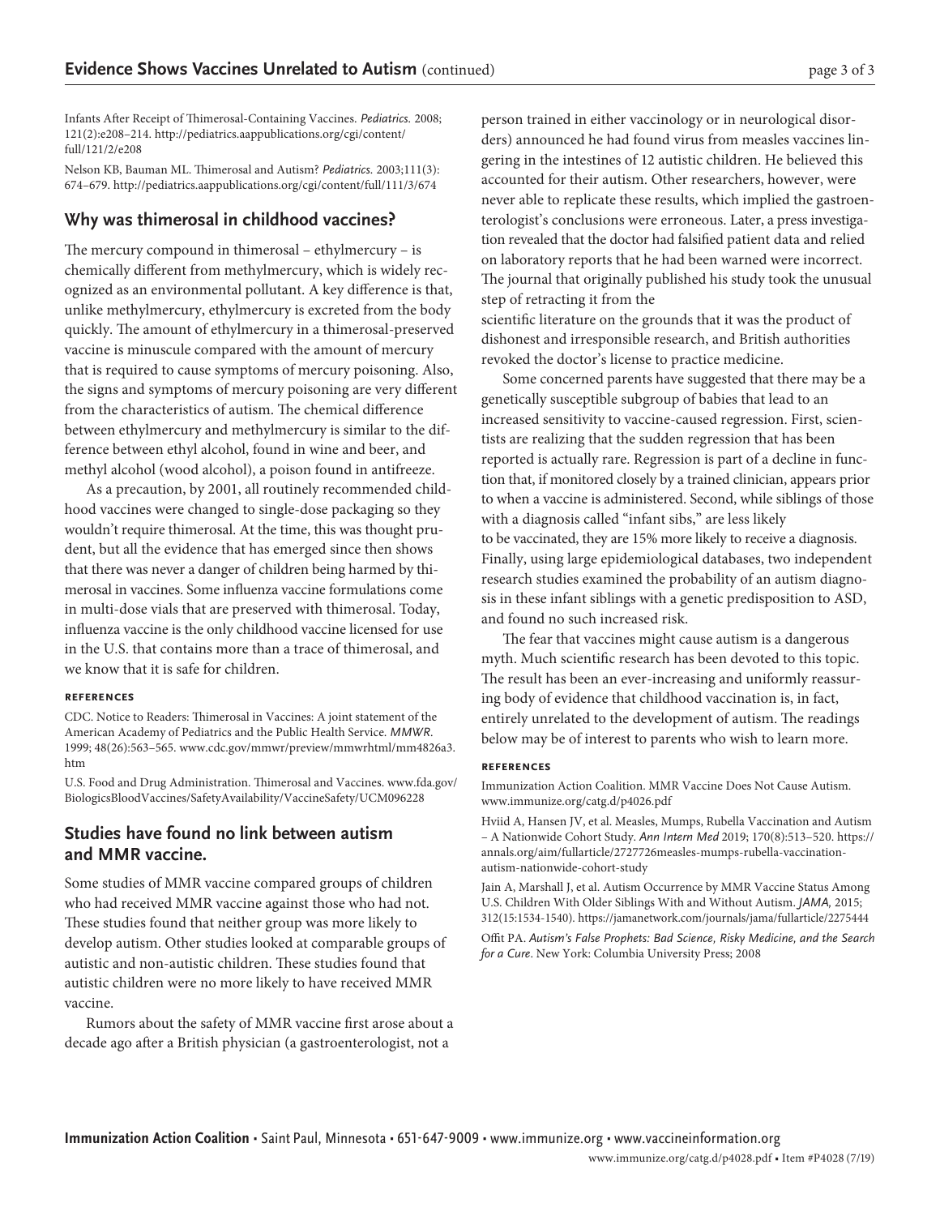Infants After Receipt of Thimerosal-Containing Vaccines. *Pediatrics*. 2008; 121(2):e208–214. http://pediatrics.aappublications.org/cgi/content/full/121/2/e208

Nelson KB, Bauman ML. Thimerosal and Autism? *Pediatrics*. 2003;111(3): 674–679. http://pediatrics.aappublications.org/cgi/content/full/111/3/674

## Why was thimerosal in childhood vaccines?

The mercury compound in thimerosal – ethylmercury – is chemically different from methylmercury, which is widely recognized as an environmental pollutant. A key difference is that, unlike methylmercury, ethylmercury is excreted from the body quickly. The amount of ethylmercury in a thimerosal-preserved vaccine is minuscule compared with the amount of mercury that is required to cause symptoms of mercury poisoning. Also, the signs and symptoms of mercury poisoning are very different from the characteristics of autism. The chemical difference between ethylmercury and methylmercury is similar to the difference between ethyl alcohol, found in wine and beer, and methyl alcohol (wood alcohol), a poison found in antifreeze.

As a precaution, by 2001, all routinely recommended childhood vaccines were changed to single-dose packaging so they wouldn't require thimerosal. At the time, this was thought prudent, but all the evidence that has emerged since then shows that there was never a danger of children being harmed by thimerosal in vaccines. Some influenza vaccine formulations come in multi-dose vials that are preserved with thimerosal. Today, influenza vaccine is the only childhood vaccine licensed for use in the U.S. that contains more than a trace of thimerosal, and we know that it is safe for children.

#### REFERENCES

CDC. Notice to Readers: Thimerosal in Vaccines: A joint statement of the American Academy of Pediatrics and the Public Health Service. *MMWR*. 1999; 48(26):563–565. www.cdc.gov/mmwr/preview/mmwrhtml/mm4826a3.htm

U.S. Food and Drug Administration. Thimerosal and Vaccines. www.fda.gov/BiologicsBloodVaccines/SafetyAvailability/VaccineSafety/UCM096228

## Studies have found no link between autism and MMR vaccine.

Some studies of MMR vaccine compared groups of children who had received MMR vaccine against those who had not. These studies found that neither group was more likely to develop autism. Other studies looked at comparable groups of autistic and non-autistic children. These studies found that autistic children were no more likely to have received MMR vaccine.

Rumors about the safety of MMR vaccine first arose about a decade ago after a British physician (a gastroenterologist, not a person trained in either vaccinology or in neurological disorders) announced he had found virus from measles vaccines lingering in the intestines of 12 autistic children. He believed this accounted for their autism. Other researchers, however, were never able to replicate these results, which implied the gastroenterologist's conclusions were erroneous. Later, a press investigation revealed that the doctor had falsified patient data and relied on laboratory reports that he had been warned were incorrect. The journal that originally published his study took the unusual step of retracting it from the scientific literature on the grounds that it was the product of dishonest and irresponsible research, and British authorities revoked the doctor's license to practice medicine.

Some concerned parents have suggested that there may be a genetically susceptible subgroup of babies that lead to an increased sensitivity to vaccine-caused regression. First, scientists are realizing that the sudden regression that has been reported is actually rare. Regression is part of a decline in function that, if monitored closely by a trained clinician, appears prior to when a vaccine is administered. Second, while siblings of those with a diagnosis called "infant sibs," are less likely to be vaccinated, they are 15% more likely to receive a diagnosis. Finally, using large epidemiological databases, two independent research studies examined the probability of an autism diagnosis in these infant siblings with a genetic predisposition to ASD, and found no such increased risk.

The fear that vaccines might cause autism is a dangerous myth. Much scientific research has been devoted to this topic. The result has been an ever-increasing and uniformly reassuring body of evidence that childhood vaccination is, in fact, entirely unrelated to the development of autism. The readings below may be of interest to parents who wish to learn more.

#### REFERENCES

Immunization Action Coalition. MMR Vaccine Does Not Cause Autism. www.immunize.org/catg.d/p4026.pdf

Hviid A, Hansen JV, et al. Measles, Mumps, Rubella Vaccination and Autism – A Nationwide Cohort Study. *Ann Intern Med* 2019; 170(8):513–520. https://annals.org/aim/fullarticle/2727726measles-mumps-rubella-vaccination-autism-nationwide-cohort-study

Jain A, Marshall J, et al. Autism Occurrence by MMR Vaccine Status Among U.S. Children With Older Siblings With and Without Autism. *JAMA*, 2015; 312(15:1534-1540). https://jamanetwork.com/journals/jama/fullarticle/2275444

Offit PA. *Autism's False Prophets: Bad Science, Risky Medicine, and the Search for a Cure*. New York: Columbia University Press; 2008